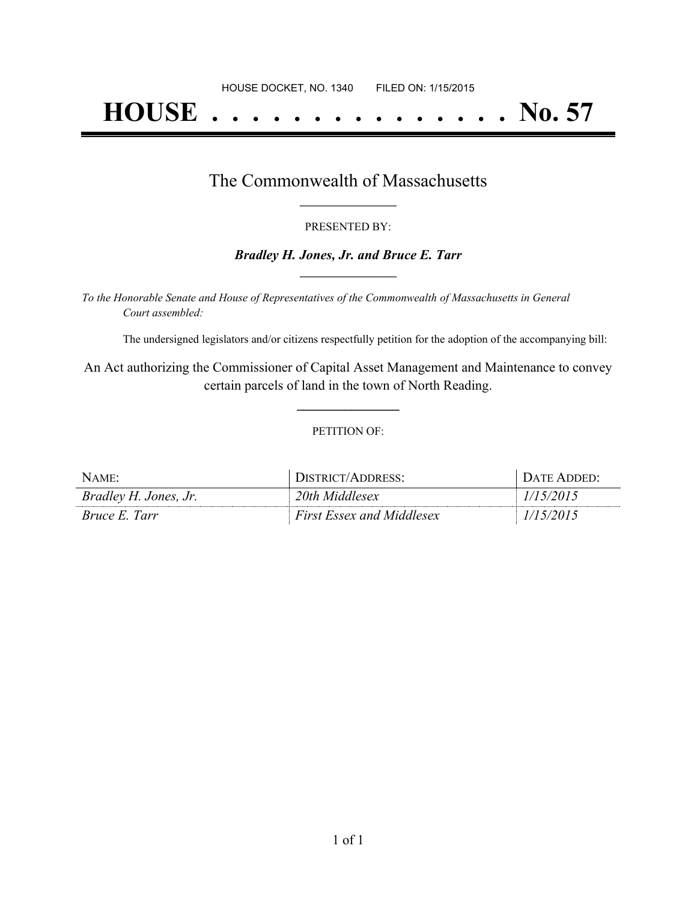HOUSE DOCKET, NO. 1340 FILED ON: 1/15/2015

# HOUSE . . . . . . . . . . . . . . . No. 57

## The Commonwealth of Massachusetts

PRESENTED BY:

***Bradley H. Jones, Jr. and Bruce E. Tarr***

*To the Honorable Senate and House of Representatives of the Commonwealth of Massachusetts in General Court assembled:*

The undersigned legislators and/or citizens respectfully petition for the adoption of the accompanying bill:

An Act authorizing the Commissioner of Capital Asset Management and Maintenance to convey certain parcels of land in the town of North Reading.

PETITION OF:

| NAME: | DISTRICT/ADDRESS: | DATE ADDED: |
|---|---|---|
| *Bradley H. Jones, Jr.* | *20th Middlesex* | *1/15/2015* |
| *Bruce E. Tarr* | *First Essex and Middlesex* | *1/15/2015* |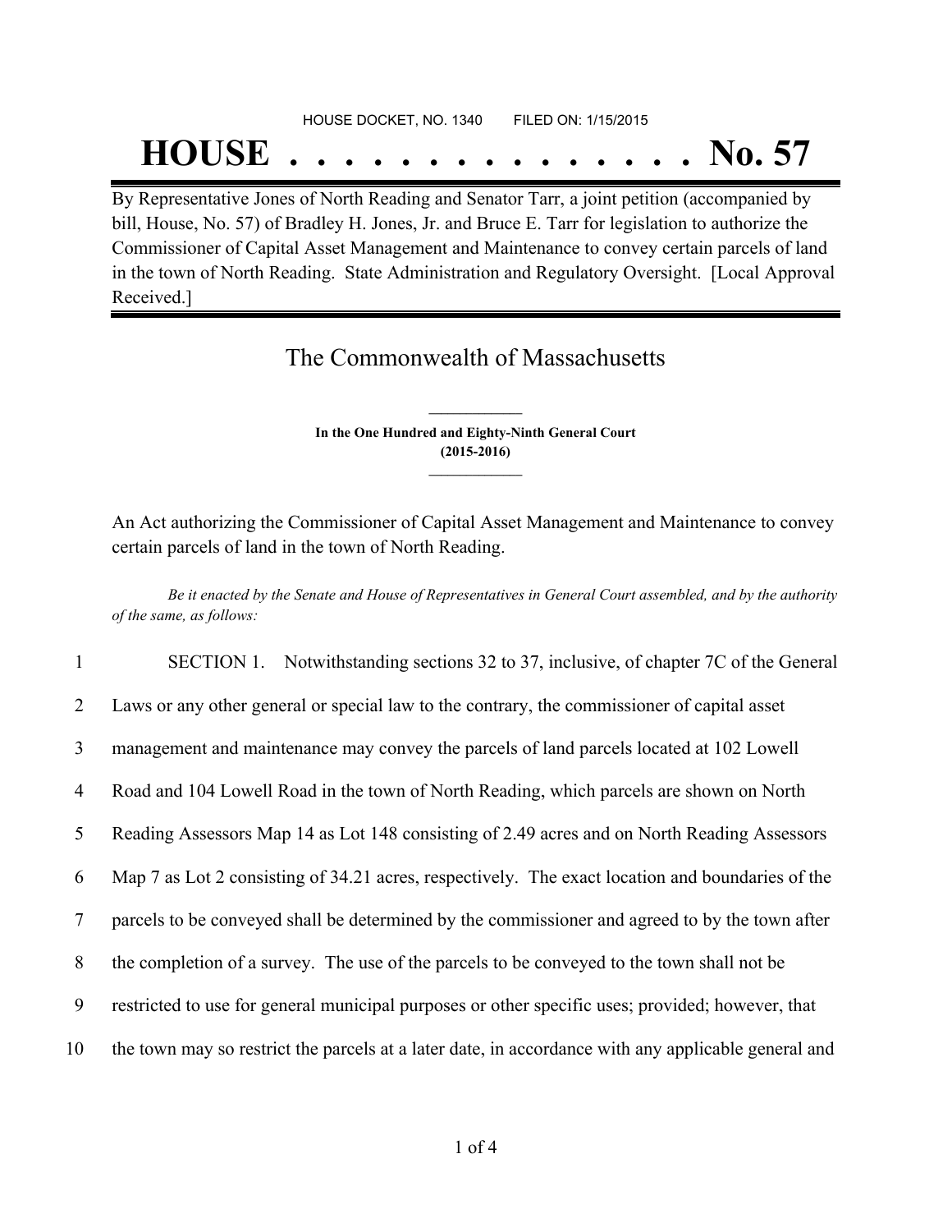HOUSE DOCKET, NO. 1340 FILED ON: 1/15/2015

# HOUSE . . . . . . . . . . . . . . . No. 57

By Representative Jones of North Reading and Senator Tarr, a joint petition (accompanied by bill, House, No. 57) of Bradley H. Jones, Jr. and Bruce E. Tarr for legislation to authorize the Commissioner of Capital Asset Management and Maintenance to convey certain parcels of land in the town of North Reading. State Administration and Regulatory Oversight. [Local Approval Received.]

## The Commonwealth of Massachusetts

**In the One Hundred and Eighty-Ninth General Court (2015-2016)**

An Act authorizing the Commissioner of Capital Asset Management and Maintenance to convey certain parcels of land in the town of North Reading.

*Be it enacted by the Senate and House of Representatives in General Court assembled, and by the authority of the same, as follows:*

1 SECTION 1. Notwithstanding sections 32 to 37, inclusive, of chapter 7C of the General
2 Laws or any other general or special law to the contrary, the commissioner of capital asset
3 management and maintenance may convey the parcels of land parcels located at 102 Lowell
4 Road and 104 Lowell Road in the town of North Reading, which parcels are shown on North
5 Reading Assessors Map 14 as Lot 148 consisting of 2.49 acres and on North Reading Assessors
6 Map 7 as Lot 2 consisting of 34.21 acres, respectively. The exact location and boundaries of the
7 parcels to be conveyed shall be determined by the commissioner and agreed to by the town after
8 the completion of a survey. The use of the parcels to be conveyed to the town shall not be
9 restricted to use for general municipal purposes or other specific uses; provided; however, that
10 the town may so restrict the parcels at a later date, in accordance with any applicable general and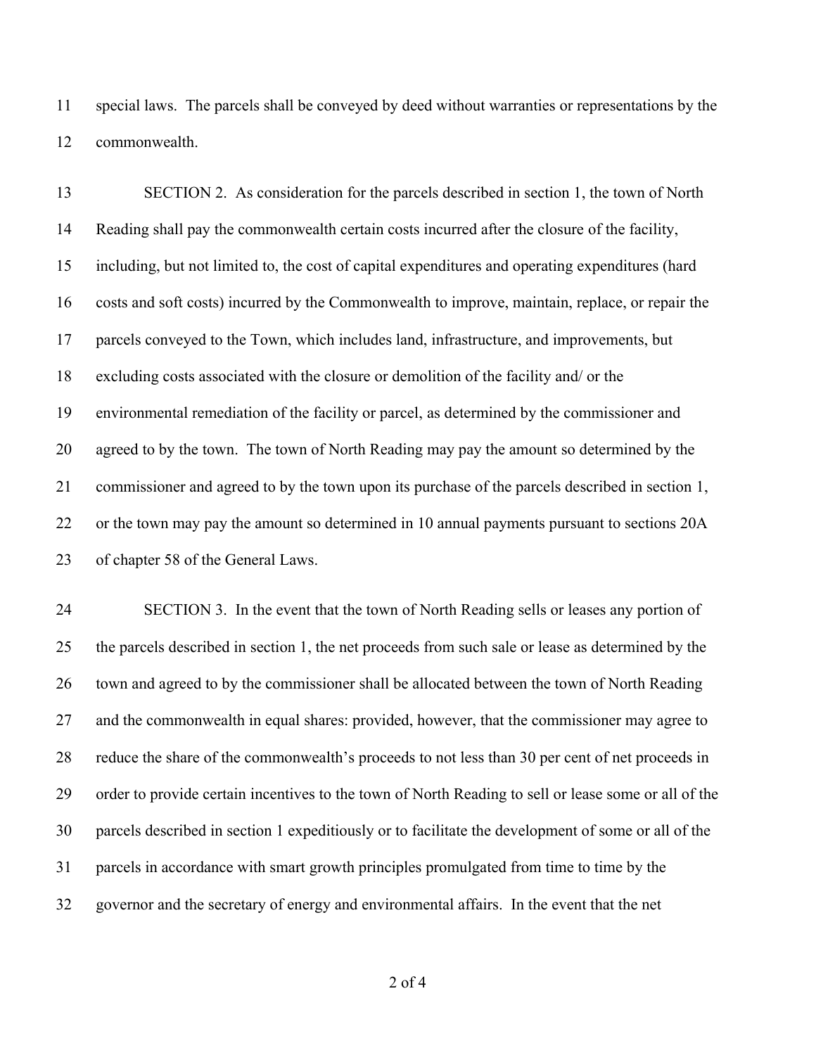special laws. The parcels shall be conveyed by deed without warranties or representations by the commonwealth.

SECTION 2. As consideration for the parcels described in section 1, the town of North Reading shall pay the commonwealth certain costs incurred after the closure of the facility, including, but not limited to, the cost of capital expenditures and operating expenditures (hard costs and soft costs) incurred by the Commonwealth to improve, maintain, replace, or repair the parcels conveyed to the Town, which includes land, infrastructure, and improvements, but excluding costs associated with the closure or demolition of the facility and/ or the environmental remediation of the facility or parcel, as determined by the commissioner and agreed to by the town. The town of North Reading may pay the amount so determined by the commissioner and agreed to by the town upon its purchase of the parcels described in section 1, or the town may pay the amount so determined in 10 annual payments pursuant to sections 20A of chapter 58 of the General Laws.

SECTION 3. In the event that the town of North Reading sells or leases any portion of the parcels described in section 1, the net proceeds from such sale or lease as determined by the town and agreed to by the commissioner shall be allocated between the town of North Reading and the commonwealth in equal shares: provided, however, that the commissioner may agree to reduce the share of the commonwealth's proceeds to not less than 30 per cent of net proceeds in order to provide certain incentives to the town of North Reading to sell or lease some or all of the parcels described in section 1 expeditiously or to facilitate the development of some or all of the parcels in accordance with smart growth principles promulgated from time to time by the governor and the secretary of energy and environmental affairs. In the event that the net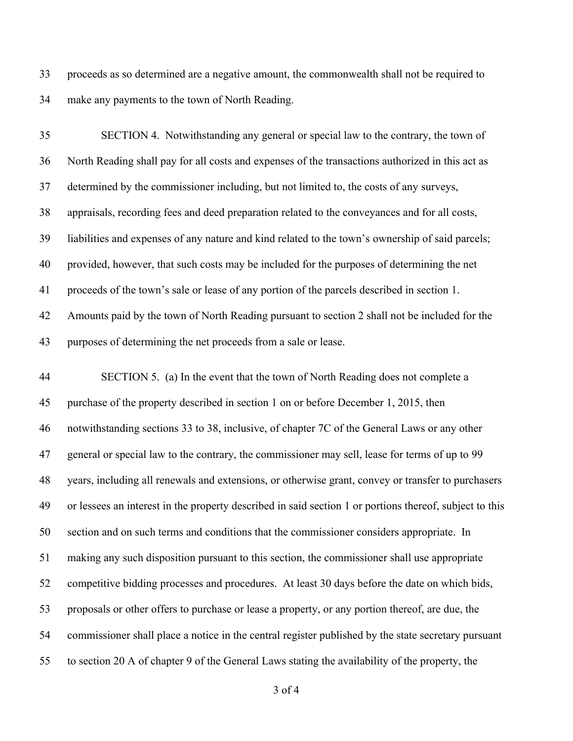proceeds as so determined are a negative amount, the commonwealth shall not be required to make any payments to the town of North Reading.

SECTION 4. Notwithstanding any general or special law to the contrary, the town of North Reading shall pay for all costs and expenses of the transactions authorized in this act as determined by the commissioner including, but not limited to, the costs of any surveys, appraisals, recording fees and deed preparation related to the conveyances and for all costs, liabilities and expenses of any nature and kind related to the town's ownership of said parcels; provided, however, that such costs may be included for the purposes of determining the net proceeds of the town's sale or lease of any portion of the parcels described in section 1. Amounts paid by the town of North Reading pursuant to section 2 shall not be included for the purposes of determining the net proceeds from a sale or lease.

SECTION 5. (a) In the event that the town of North Reading does not complete a purchase of the property described in section 1 on or before December 1, 2015, then notwithstanding sections 33 to 38, inclusive, of chapter 7C of the General Laws or any other general or special law to the contrary, the commissioner may sell, lease for terms of up to 99 years, including all renewals and extensions, or otherwise grant, convey or transfer to purchasers or lessees an interest in the property described in said section 1 or portions thereof, subject to this section and on such terms and conditions that the commissioner considers appropriate. In making any such disposition pursuant to this section, the commissioner shall use appropriate competitive bidding processes and procedures. At least 30 days before the date on which bids, proposals or other offers to purchase or lease a property, or any portion thereof, are due, the commissioner shall place a notice in the central register published by the state secretary pursuant to section 20 A of chapter 9 of the General Laws stating the availability of the property, the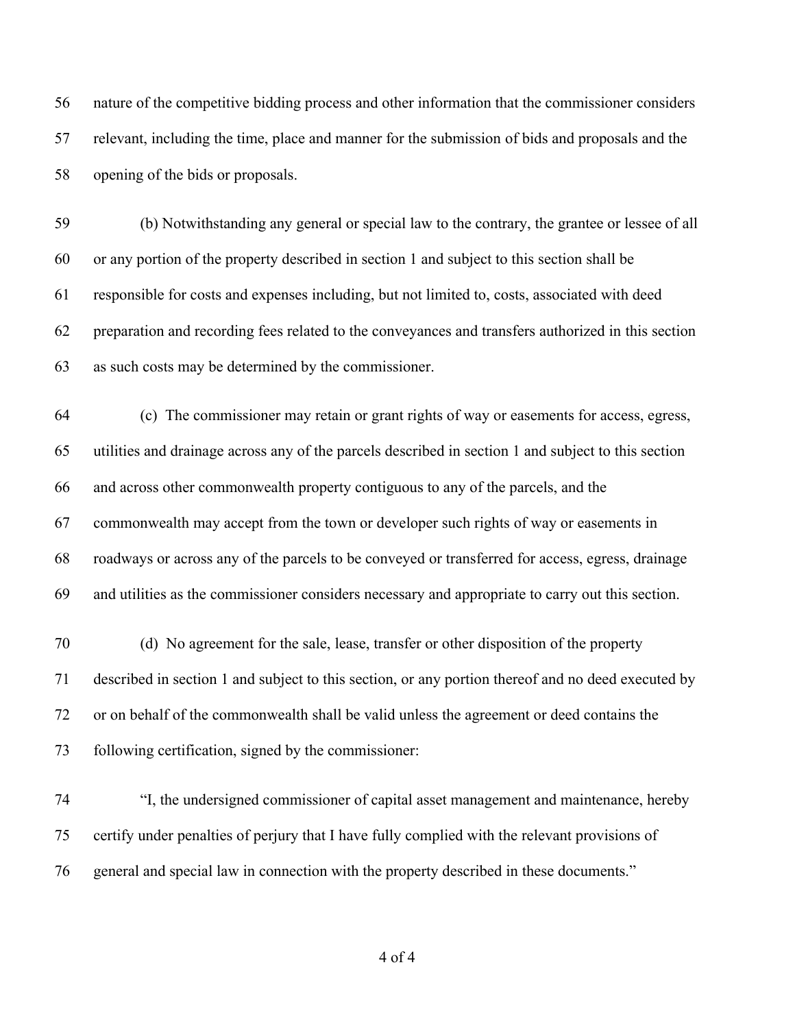nature of the competitive bidding process and other information that the commissioner considers relevant, including the time, place and manner for the submission of bids and proposals and the opening of the bids or proposals.

(b) Notwithstanding any general or special law to the contrary, the grantee or lessee of all or any portion of the property described in section 1 and subject to this section shall be responsible for costs and expenses including, but not limited to, costs, associated with deed preparation and recording fees related to the conveyances and transfers authorized in this section as such costs may be determined by the commissioner.

(c) The commissioner may retain or grant rights of way or easements for access, egress, utilities and drainage across any of the parcels described in section 1 and subject to this section and across other commonwealth property contiguous to any of the parcels, and the commonwealth may accept from the town or developer such rights of way or easements in roadways or across any of the parcels to be conveyed or transferred for access, egress, drainage and utilities as the commissioner considers necessary and appropriate to carry out this section.

(d) No agreement for the sale, lease, transfer or other disposition of the property described in section 1 and subject to this section, or any portion thereof and no deed executed by or on behalf of the commonwealth shall be valid unless the agreement or deed contains the following certification, signed by the commissioner:

"I, the undersigned commissioner of capital asset management and maintenance, hereby certify under penalties of perjury that I have fully complied with the relevant provisions of general and special law in connection with the property described in these documents."